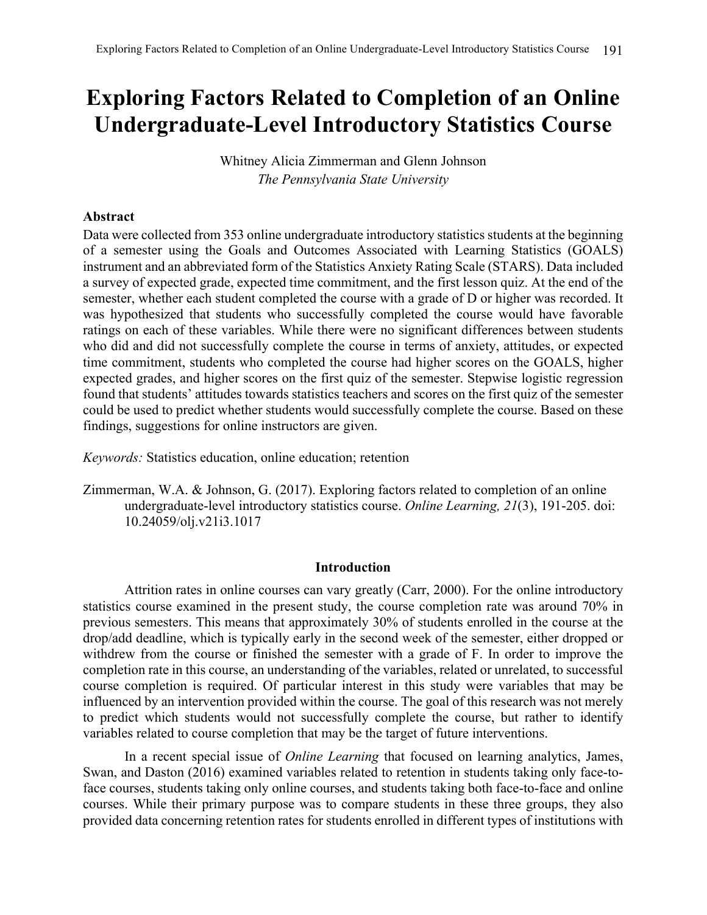# Exploring Factors Related to Completion of an Online Undergraduate-Level Introductory Statistics Course

Whitney Alicia Zimmerman and Glenn Johnson

*The Pennsylvania State University*

### Abstract

Data were collected from 353 online undergraduate introductory statistics students at the beginning of a semester using the Goals and Outcomes Associated with Learning Statistics (GOALS) instrument and an abbreviated form of the Statistics Anxiety Rating Scale (STARS). Data included a survey of expected grade, expected time commitment, and the first lesson quiz. At the end of the semester, whether each student completed the course with a grade of D or higher was recorded. It was hypothesized that students who successfully completed the course would have favorable ratings on each of these variables. While there were no significant differences between students who did and did not successfully complete the course in terms of anxiety, attitudes, or expected time commitment, students who completed the course had higher scores on the GOALS, higher expected grades, and higher scores on the first quiz of the semester. Stepwise logistic regression found that students' attitudes towards statistics teachers and scores on the first quiz of the semester could be used to predict whether students would successfully complete the course. Based on these findings, suggestions for online instructors are given.

*Keywords:* Statistics education, online education; retention

Zimmerman, W.A. & Johnson, G. (2017). Exploring factors related to completion of an online undergraduate-level introductory statistics course. *Online Learning, 21*(3), 191-205. doi: 10.24059/olj.v21i3.1017

## Introduction

Attrition rates in online courses can vary greatly (Carr, 2000). For the online introductory statistics course examined in the present study, the course completion rate was around 70% in previous semesters. This means that approximately 30% of students enrolled in the course at the drop/add deadline, which is typically early in the second week of the semester, either dropped or withdrew from the course or finished the semester with a grade of F. In order to improve the completion rate in this course, an understanding of the variables, related or unrelated, to successful course completion is required. Of particular interest in this study were variables that may be influenced by an intervention provided within the course. The goal of this research was not merely to predict which students would not successfully complete the course, but rather to identify variables related to course completion that may be the target of future interventions.

In a recent special issue of *Online Learning* that focused on learning analytics, James, Swan, and Daston (2016) examined variables related to retention in students taking only face-to-face courses, students taking only online courses, and students taking both face-to-face and online courses. While their primary purpose was to compare students in these three groups, they also provided data concerning retention rates for students enrolled in different types of institutions with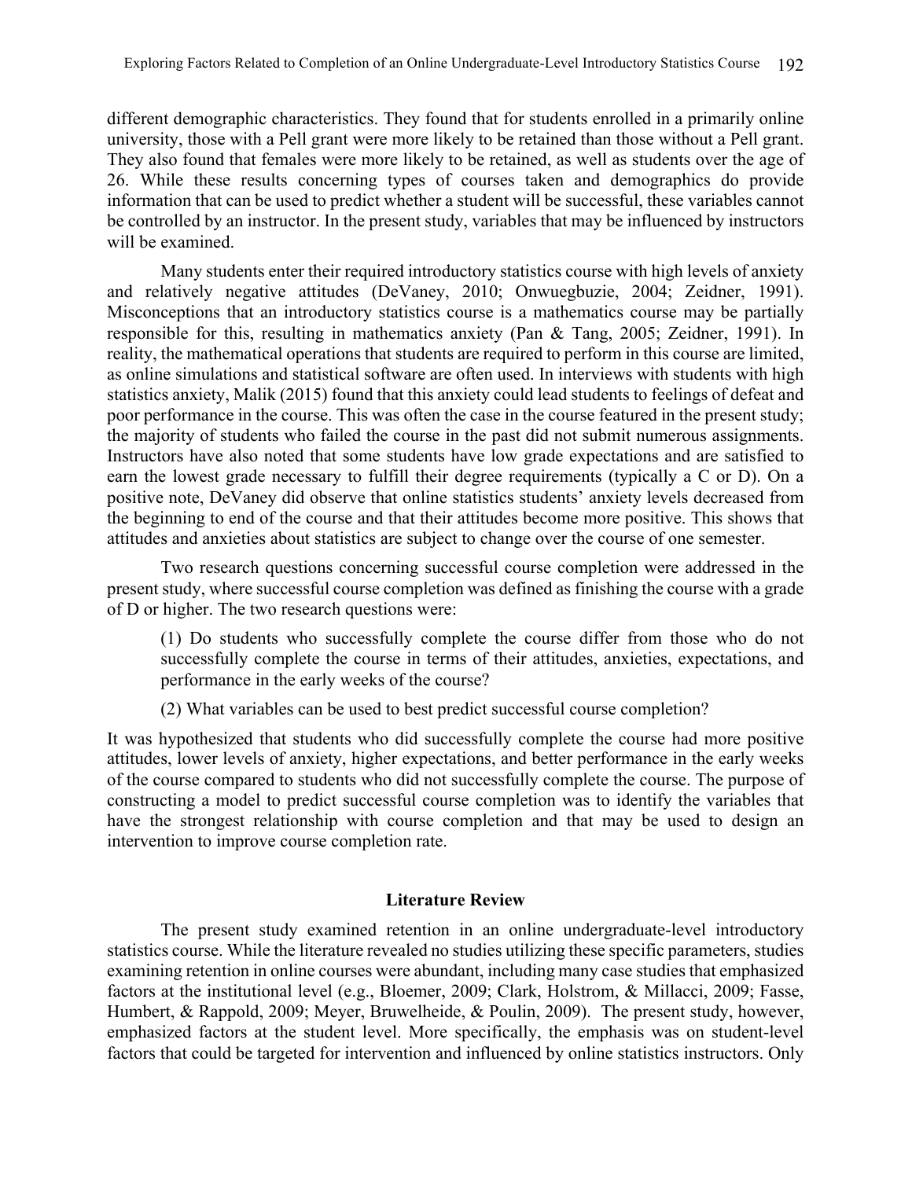different demographic characteristics. They found that for students enrolled in a primarily online university, those with a Pell grant were more likely to be retained than those without a Pell grant. They also found that females were more likely to be retained, as well as students over the age of 26. While these results concerning types of courses taken and demographics do provide information that can be used to predict whether a student will be successful, these variables cannot be controlled by an instructor. In the present study, variables that may be influenced by instructors will be examined.

Many students enter their required introductory statistics course with high levels of anxiety and relatively negative attitudes (DeVaney, 2010; Onwuegbuzie, 2004; Zeidner, 1991). Misconceptions that an introductory statistics course is a mathematics course may be partially responsible for this, resulting in mathematics anxiety (Pan & Tang, 2005; Zeidner, 1991). In reality, the mathematical operations that students are required to perform in this course are limited, as online simulations and statistical software are often used. In interviews with students with high statistics anxiety, Malik (2015) found that this anxiety could lead students to feelings of defeat and poor performance in the course. This was often the case in the course featured in the present study; the majority of students who failed the course in the past did not submit numerous assignments. Instructors have also noted that some students have low grade expectations and are satisfied to earn the lowest grade necessary to fulfill their degree requirements (typically a C or D). On a positive note, DeVaney did observe that online statistics students' anxiety levels decreased from the beginning to end of the course and that their attitudes become more positive. This shows that attitudes and anxieties about statistics are subject to change over the course of one semester.

Two research questions concerning successful course completion were addressed in the present study, where successful course completion was defined as finishing the course with a grade of D or higher. The two research questions were:

> (1) Do students who successfully complete the course differ from those who do not successfully complete the course in terms of their attitudes, anxieties, expectations, and performance in the early weeks of the course?
>
> (2) What variables can be used to best predict successful course completion?

It was hypothesized that students who did successfully complete the course had more positive attitudes, lower levels of anxiety, higher expectations, and better performance in the early weeks of the course compared to students who did not successfully complete the course. The purpose of constructing a model to predict successful course completion was to identify the variables that have the strongest relationship with course completion and that may be used to design an intervention to improve course completion rate.

## Literature Review

The present study examined retention in an online undergraduate-level introductory statistics course. While the literature revealed no studies utilizing these specific parameters, studies examining retention in online courses were abundant, including many case studies that emphasized factors at the institutional level (e.g., Bloemer, 2009; Clark, Holstrom, & Millacci, 2009; Fasse, Humbert, & Rappold, 2009; Meyer, Bruwelheide, & Poulin, 2009). The present study, however, emphasized factors at the student level. More specifically, the emphasis was on student-level factors that could be targeted for intervention and influenced by online statistics instructors. Only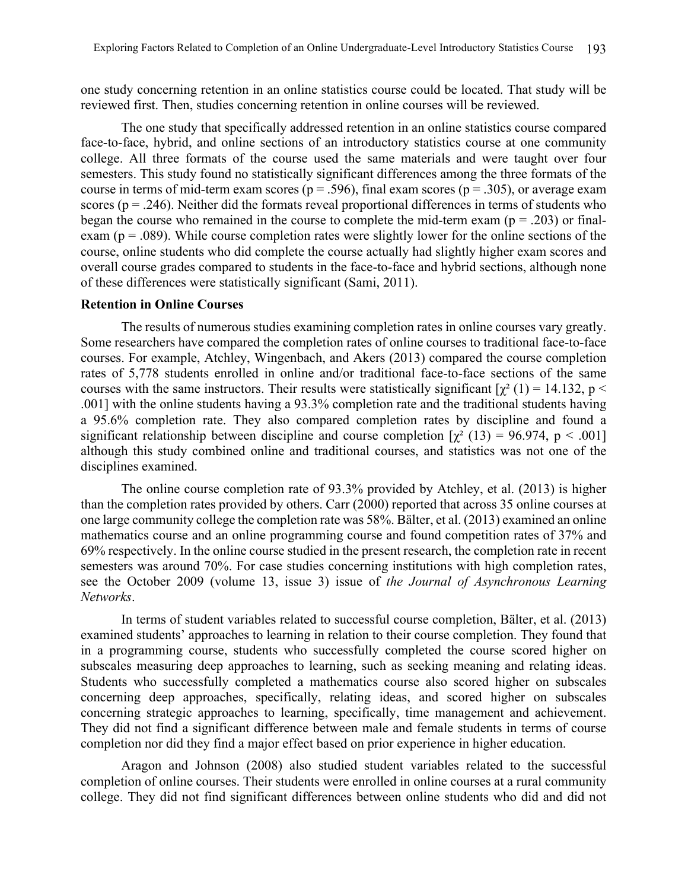one study concerning retention in an online statistics course could be located. That study will be reviewed first. Then, studies concerning retention in online courses will be reviewed.

The one study that specifically addressed retention in an online statistics course compared face-to-face, hybrid, and online sections of an introductory statistics course at one community college. All three formats of the course used the same materials and were taught over four semesters. This study found no statistically significant differences among the three formats of the course in terms of mid-term exam scores ($p = .596$), final exam scores ($p = .305$), or average exam scores ($p = .246$). Neither did the formats reveal proportional differences in terms of students who began the course who remained in the course to complete the mid-term exam ($p = .203$) or final-exam ($p = .089$). While course completion rates were slightly lower for the online sections of the course, online students who did complete the course actually had slightly higher exam scores and overall course grades compared to students in the face-to-face and hybrid sections, although none of these differences were statistically significant (Sami, 2011).

**Retention in Online Courses**

The results of numerous studies examining completion rates in online courses vary greatly. Some researchers have compared the completion rates of online courses to traditional face-to-face courses. For example, Atchley, Wingenbach, and Akers (2013) compared the course completion rates of 5,778 students enrolled in online and/or traditional face-to-face sections of the same courses with the same instructors. Their results were statistically significant [$\chi^2\,(1) = 14.132$, $p < .001$] with the online students having a 93.3% completion rate and the traditional students having a 95.6% completion rate. They also compared completion rates by discipline and found a significant relationship between discipline and course completion [$\chi^2\,(13) = 96.974$, $p < .001$] although this study combined online and traditional courses, and statistics was not one of the disciplines examined.

The online course completion rate of 93.3% provided by Atchley, et al. (2013) is higher than the completion rates provided by others. Carr (2000) reported that across 35 online courses at one large community college the completion rate was 58%. Bälter, et al. (2013) examined an online mathematics course and an online programming course and found competition rates of 37% and 69% respectively. In the online course studied in the present research, the completion rate in recent semesters was around 70%. For case studies concerning institutions with high completion rates, see the October 2009 (volume 13, issue 3) issue of *the Journal of Asynchronous Learning Networks*.

In terms of student variables related to successful course completion, Bälter, et al. (2013) examined students' approaches to learning in relation to their course completion. They found that in a programming course, students who successfully completed the course scored higher on subscales measuring deep approaches to learning, such as seeking meaning and relating ideas. Students who successfully completed a mathematics course also scored higher on subscales concerning deep approaches, specifically, relating ideas, and scored higher on subscales concerning strategic approaches to learning, specifically, time management and achievement. They did not find a significant difference between male and female students in terms of course completion nor did they find a major effect based on prior experience in higher education.

Aragon and Johnson (2008) also studied student variables related to the successful completion of online courses. Their students were enrolled in online courses at a rural community college. They did not find significant differences between online students who did and did not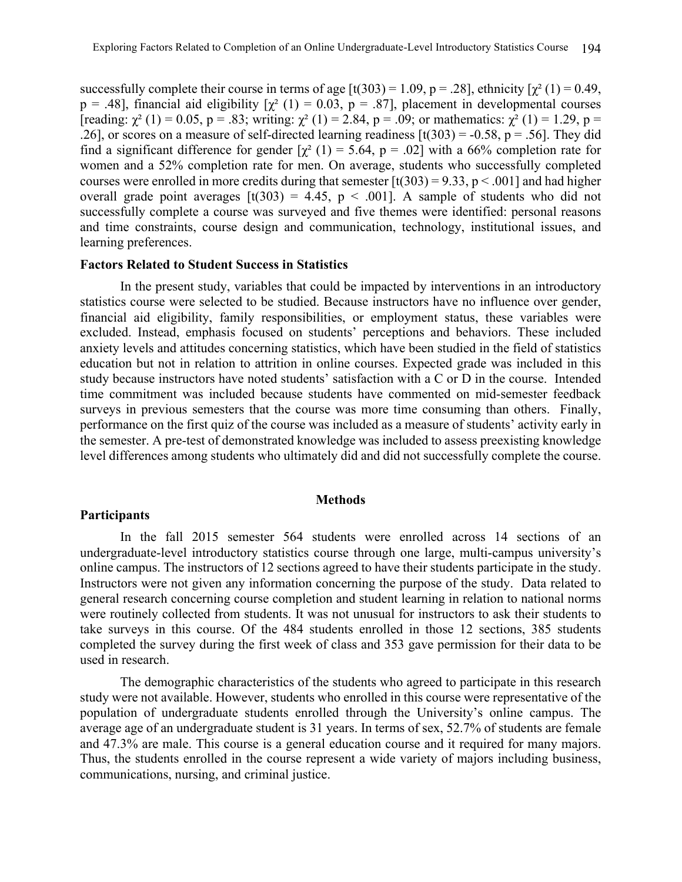successfully complete their course in terms of age [$t(303) = 1.09$, $p = .28$], ethnicity [$\chi^2(1) = 0.49$, $p = .48$], financial aid eligibility [$\chi^2(1) = 0.03$, $p = .87$], placement in developmental courses [reading: $\chi^2(1) = 0.05$, $p = .83$; writing: $\chi^2(1) = 2.84$, $p = .09$; or mathematics: $\chi^2(1) = 1.29$, $p = .26$], or scores on a measure of self-directed learning readiness [$t(303) = -0.58$, $p = .56$]. They did find a significant difference for gender [$\chi^2(1) = 5.64$, $p = .02$] with a 66% completion rate for women and a 52% completion rate for men. On average, students who successfully completed courses were enrolled in more credits during that semester [$t(303) = 9.33$, $p < .001$] and had higher overall grade point averages [$t(303) = 4.45$, $p < .001$]. A sample of students who did not successfully complete a course was surveyed and five themes were identified: personal reasons and time constraints, course design and communication, technology, institutional issues, and learning preferences.

### Factors Related to Student Success in Statistics

In the present study, variables that could be impacted by interventions in an introductory statistics course were selected to be studied. Because instructors have no influence over gender, financial aid eligibility, family responsibilities, or employment status, these variables were excluded. Instead, emphasis focused on students' perceptions and behaviors. These included anxiety levels and attitudes concerning statistics, which have been studied in the field of statistics education but not in relation to attrition in online courses. Expected grade was included in this study because instructors have noted students' satisfaction with a C or D in the course. Intended time commitment was included because students have commented on mid-semester feedback surveys in previous semesters that the course was more time consuming than others. Finally, performance on the first quiz of the course was included as a measure of students' activity early in the semester. A pre-test of demonstrated knowledge was included to assess preexisting knowledge level differences among students who ultimately did and did not successfully complete the course.

## Methods

### Participants

In the fall 2015 semester 564 students were enrolled across 14 sections of an undergraduate-level introductory statistics course through one large, multi-campus university's online campus. The instructors of 12 sections agreed to have their students participate in the study. Instructors were not given any information concerning the purpose of the study. Data related to general research concerning course completion and student learning in relation to national norms were routinely collected from students. It was not unusual for instructors to ask their students to take surveys in this course. Of the 484 students enrolled in those 12 sections, 385 students completed the survey during the first week of class and 353 gave permission for their data to be used in research.

The demographic characteristics of the students who agreed to participate in this research study were not available. However, students who enrolled in this course were representative of the population of undergraduate students enrolled through the University's online campus. The average age of an undergraduate student is 31 years. In terms of sex, 52.7% of students are female and 47.3% are male. This course is a general education course and it required for many majors. Thus, the students enrolled in the course represent a wide variety of majors including business, communications, nursing, and criminal justice.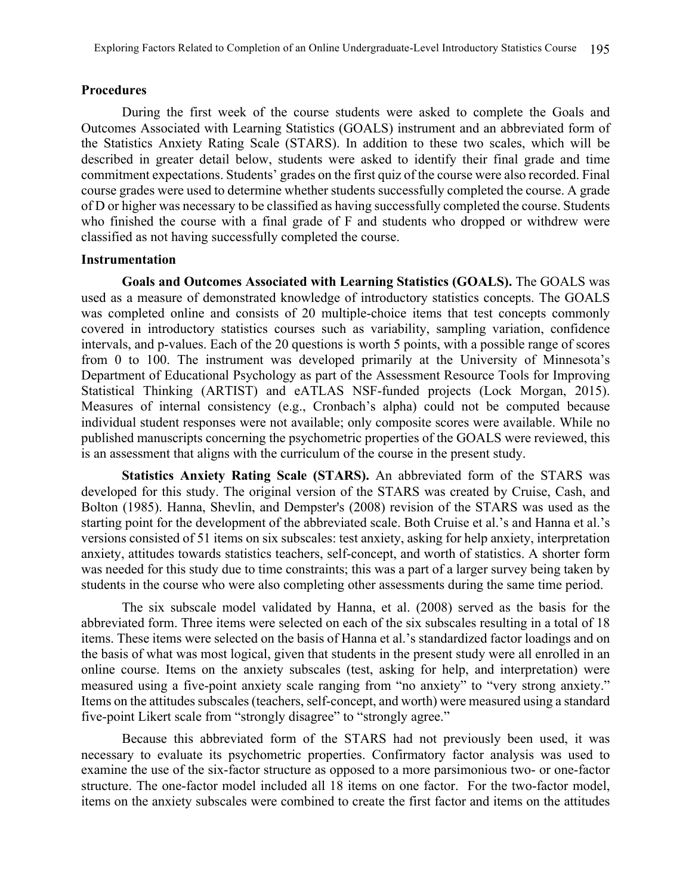### Procedures

During the first week of the course students were asked to complete the Goals and Outcomes Associated with Learning Statistics (GOALS) instrument and an abbreviated form of the Statistics Anxiety Rating Scale (STARS). In addition to these two scales, which will be described in greater detail below, students were asked to identify their final grade and time commitment expectations. Students' grades on the first quiz of the course were also recorded. Final course grades were used to determine whether students successfully completed the course. A grade of D or higher was necessary to be classified as having successfully completed the course. Students who finished the course with a final grade of F and students who dropped or withdrew were classified as not having successfully completed the course.

### Instrumentation

**Goals and Outcomes Associated with Learning Statistics (GOALS).** The GOALS was used as a measure of demonstrated knowledge of introductory statistics concepts. The GOALS was completed online and consists of 20 multiple-choice items that test concepts commonly covered in introductory statistics courses such as variability, sampling variation, confidence intervals, and p-values. Each of the 20 questions is worth 5 points, with a possible range of scores from 0 to 100. The instrument was developed primarily at the University of Minnesota's Department of Educational Psychology as part of the Assessment Resource Tools for Improving Statistical Thinking (ARTIST) and eATLAS NSF-funded projects (Lock Morgan, 2015). Measures of internal consistency (e.g., Cronbach's alpha) could not be computed because individual student responses were not available; only composite scores were available. While no published manuscripts concerning the psychometric properties of the GOALS were reviewed, this is an assessment that aligns with the curriculum of the course in the present study.

**Statistics Anxiety Rating Scale (STARS).** An abbreviated form of the STARS was developed for this study. The original version of the STARS was created by Cruise, Cash, and Bolton (1985). Hanna, Shevlin, and Dempster's (2008) revision of the STARS was used as the starting point for the development of the abbreviated scale. Both Cruise et al.'s and Hanna et al.'s versions consisted of 51 items on six subscales: test anxiety, asking for help anxiety, interpretation anxiety, attitudes towards statistics teachers, self-concept, and worth of statistics. A shorter form was needed for this study due to time constraints; this was a part of a larger survey being taken by students in the course who were also completing other assessments during the same time period.

The six subscale model validated by Hanna, et al. (2008) served as the basis for the abbreviated form. Three items were selected on each of the six subscales resulting in a total of 18 items. These items were selected on the basis of Hanna et al.'s standardized factor loadings and on the basis of what was most logical, given that students in the present study were all enrolled in an online course. Items on the anxiety subscales (test, asking for help, and interpretation) were measured using a five-point anxiety scale ranging from "no anxiety" to "very strong anxiety." Items on the attitudes subscales (teachers, self-concept, and worth) were measured using a standard five-point Likert scale from "strongly disagree" to "strongly agree."

Because this abbreviated form of the STARS had not previously been used, it was necessary to evaluate its psychometric properties. Confirmatory factor analysis was used to examine the use of the six-factor structure as opposed to a more parsimonious two- or one-factor structure. The one-factor model included all 18 items on one factor. For the two-factor model, items on the anxiety subscales were combined to create the first factor and items on the attitudes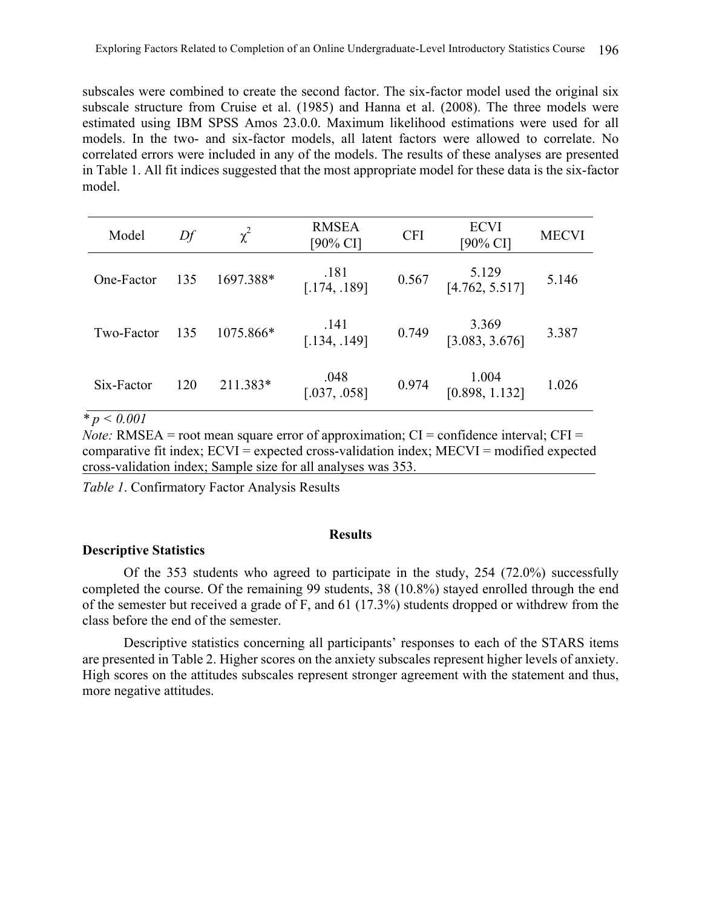subscales were combined to create the second factor. The six-factor model used the original six subscale structure from Cruise et al. (1985) and Hanna et al. (2008). The three models were estimated using IBM SPSS Amos 23.0.0. Maximum likelihood estimations were used for all models. In the two- and six-factor models, all latent factors were allowed to correlate. No correlated errors were included in any of the models. The results of these analyses are presented in Table 1. All fit indices suggested that the most appropriate model for these data is the six-factor model.

| Model | *Df* | $\chi^2$ | RMSEA [90% CI] | CFI | ECVI [90% CI] | MECVI |
|---|---|---|---|---|---|---|
| One-Factor | 135 | 1697.388* | .181 [.174, .189] | 0.567 | 5.129 [4.762, 5.517] | 5.146 |
| Two-Factor | 135 | 1075.866* | .141 [.134, .149] | 0.749 | 3.369 [3.083, 3.676] | 3.387 |
| Six-Factor | 120 | 211.383* | .048 [.037, .058] | 0.974 | 1.004 [0.898, 1.132] | 1.026 |

*\* $p < 0.001$*

*Note:* RMSEA = root mean square error of approximation; CI = confidence interval; CFI = comparative fit index; ECVI = expected cross-validation index; MECVI = modified expected cross-validation index; Sample size for all analyses was 353.

*Table 1*. Confirmatory Factor Analysis Results

## Results

### Descriptive Statistics

Of the 353 students who agreed to participate in the study, 254 (72.0%) successfully completed the course. Of the remaining 99 students, 38 (10.8%) stayed enrolled through the end of the semester but received a grade of F, and 61 (17.3%) students dropped or withdrew from the class before the end of the semester.

Descriptive statistics concerning all participants' responses to each of the STARS items are presented in Table 2. Higher scores on the anxiety subscales represent higher levels of anxiety. High scores on the attitudes subscales represent stronger agreement with the statement and thus, more negative attitudes.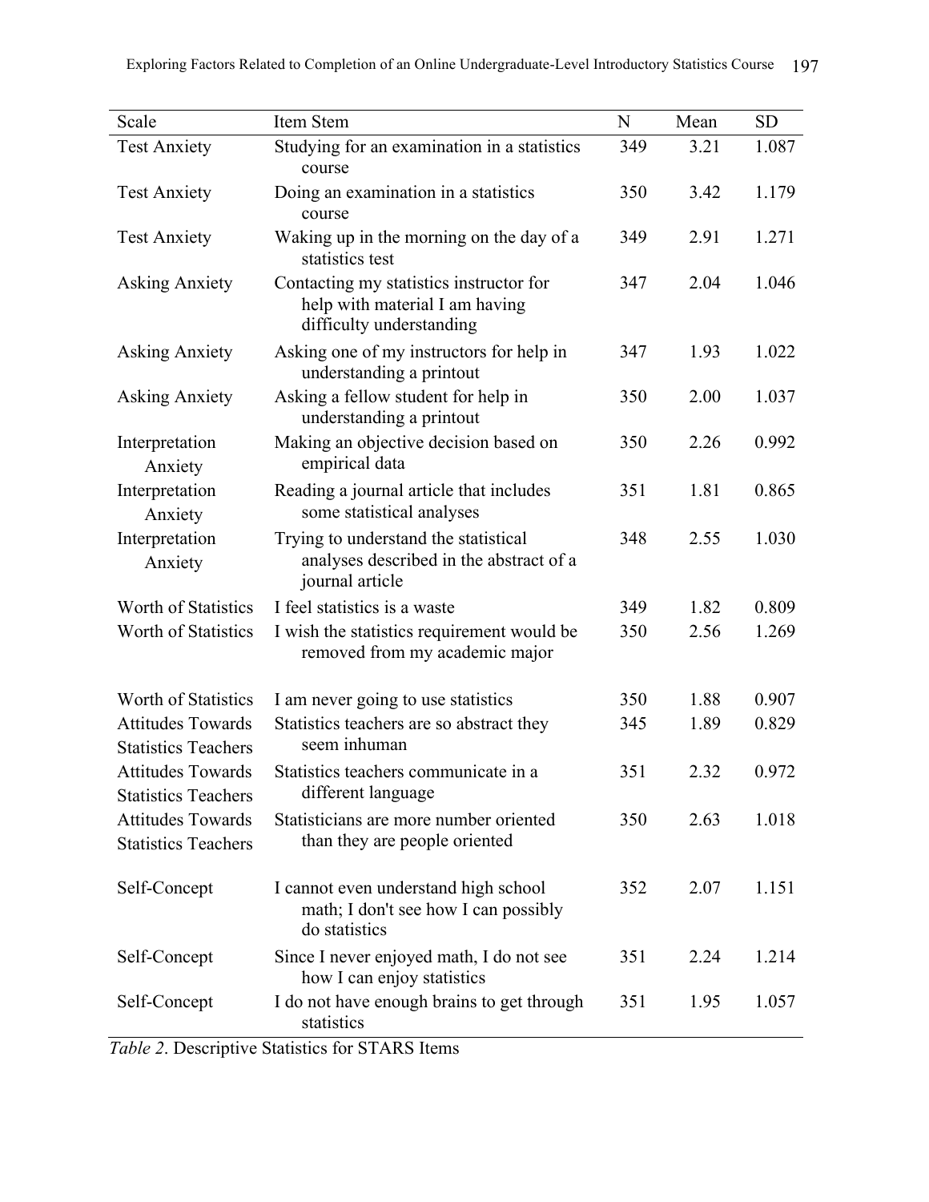| Scale | Item Stem | N | Mean | SD |
| --- | --- | --- | --- | --- |
| Test Anxiety | Studying for an examination in a statistics course | 349 | 3.21 | 1.087 |
| Test Anxiety | Doing an examination in a statistics course | 350 | 3.42 | 1.179 |
| Test Anxiety | Waking up in the morning on the day of a statistics test | 349 | 2.91 | 1.271 |
| Asking Anxiety | Contacting my statistics instructor for help with material I am having difficulty understanding | 347 | 2.04 | 1.046 |
| Asking Anxiety | Asking one of my instructors for help in understanding a printout | 347 | 1.93 | 1.022 |
| Asking Anxiety | Asking a fellow student for help in understanding a printout | 350 | 2.00 | 1.037 |
| Interpretation Anxiety | Making an objective decision based on empirical data | 350 | 2.26 | 0.992 |
| Interpretation Anxiety | Reading a journal article that includes some statistical analyses | 351 | 1.81 | 0.865 |
| Interpretation Anxiety | Trying to understand the statistical analyses described in the abstract of a journal article | 348 | 2.55 | 1.030 |
| Worth of Statistics | I feel statistics is a waste | 349 | 1.82 | 0.809 |
| Worth of Statistics | I wish the statistics requirement would be removed from my academic major | 350 | 2.56 | 1.269 |
| Worth of Statistics | I am never going to use statistics | 350 | 1.88 | 0.907 |
| Attitudes Towards Statistics Teachers | Statistics teachers are so abstract they seem inhuman | 345 | 1.89 | 0.829 |
| Attitudes Towards Statistics Teachers | Statistics teachers communicate in a different language | 351 | 2.32 | 0.972 |
| Attitudes Towards Statistics Teachers | Statisticians are more number oriented than they are people oriented | 350 | 2.63 | 1.018 |
| Self-Concept | I cannot even understand high school math; I don't see how I can possibly do statistics | 352 | 2.07 | 1.151 |
| Self-Concept | Since I never enjoyed math, I do not see how I can enjoy statistics | 351 | 2.24 | 1.214 |
| Self-Concept | I do not have enough brains to get through statistics | 351 | 1.95 | 1.057 |

*Table 2*. Descriptive Statistics for STARS Items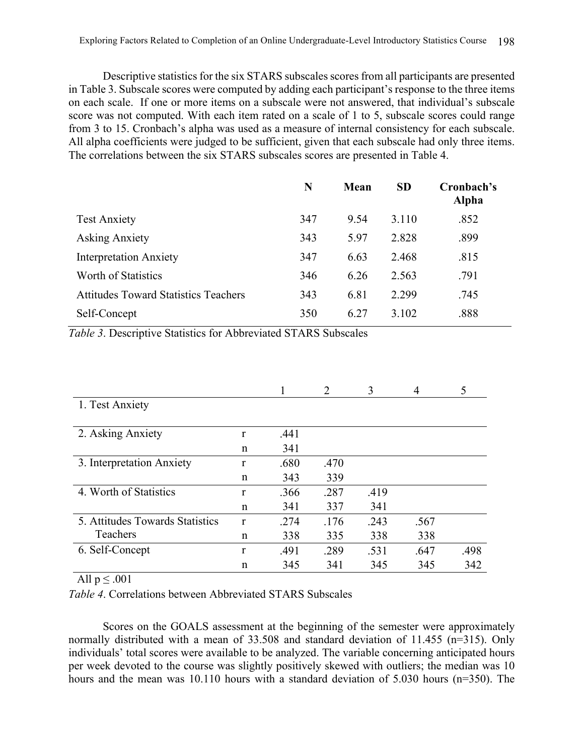Descriptive statistics for the six STARS subscales scores from all participants are presented in Table 3. Subscale scores were computed by adding each participant's response to the three items on each scale. If one or more items on a subscale were not answered, that individual's subscale score was not computed. With each item rated on a scale of 1 to 5, subscale scores could range from 3 to 15. Cronbach's alpha was used as a measure of internal consistency for each subscale. All alpha coefficients were judged to be sufficient, given that each subscale had only three items. The correlations between the six STARS subscales scores are presented in Table 4.

| | N | Mean | SD | Cronbach's Alpha |
|---|---|---|---|---|
| Test Anxiety | 347 | 9.54 | 3.110 | .852 |
| Asking Anxiety | 343 | 5.97 | 2.828 | .899 |
| Interpretation Anxiety | 347 | 6.63 | 2.468 | .815 |
| Worth of Statistics | 346 | 6.26 | 2.563 | .791 |
| Attitudes Toward Statistics Teachers | 343 | 6.81 | 2.299 | .745 |
| Self-Concept | 350 | 6.27 | 3.102 | .888 |

*Table 3*. Descriptive Statistics for Abbreviated STARS Subscales

| | | 1 | 2 | 3 | 4 | 5 |
|---|---|---|---|---|---|---|
| 1. Test Anxiety | | | | | | |
| 2. Asking Anxiety | r | .441 | | | | |
| | n | 341 | | | | |
| 3. Interpretation Anxiety | r | .680 | .470 | | | |
| | n | 343 | 339 | | | |
| 4. Worth of Statistics | r | .366 | .287 | .419 | | |
| | n | 341 | 337 | 341 | | |
| 5. Attitudes Towards Statistics Teachers | r | .274 | .176 | .243 | .567 | |
| | n | 338 | 335 | 338 | 338 | |
| 6. Self-Concept | r | .491 | .289 | .531 | .647 | .498 |
| | n | 345 | 341 | 345 | 345 | 342 |

All $p \leq .001$

*Table 4*. Correlations between Abbreviated STARS Subscales

Scores on the GOALS assessment at the beginning of the semester were approximately normally distributed with a mean of 33.508 and standard deviation of 11.455 (n=315). Only individuals' total scores were available to be analyzed. The variable concerning anticipated hours per week devoted to the course was slightly positively skewed with outliers; the median was 10 hours and the mean was 10.110 hours with a standard deviation of 5.030 hours (n=350). The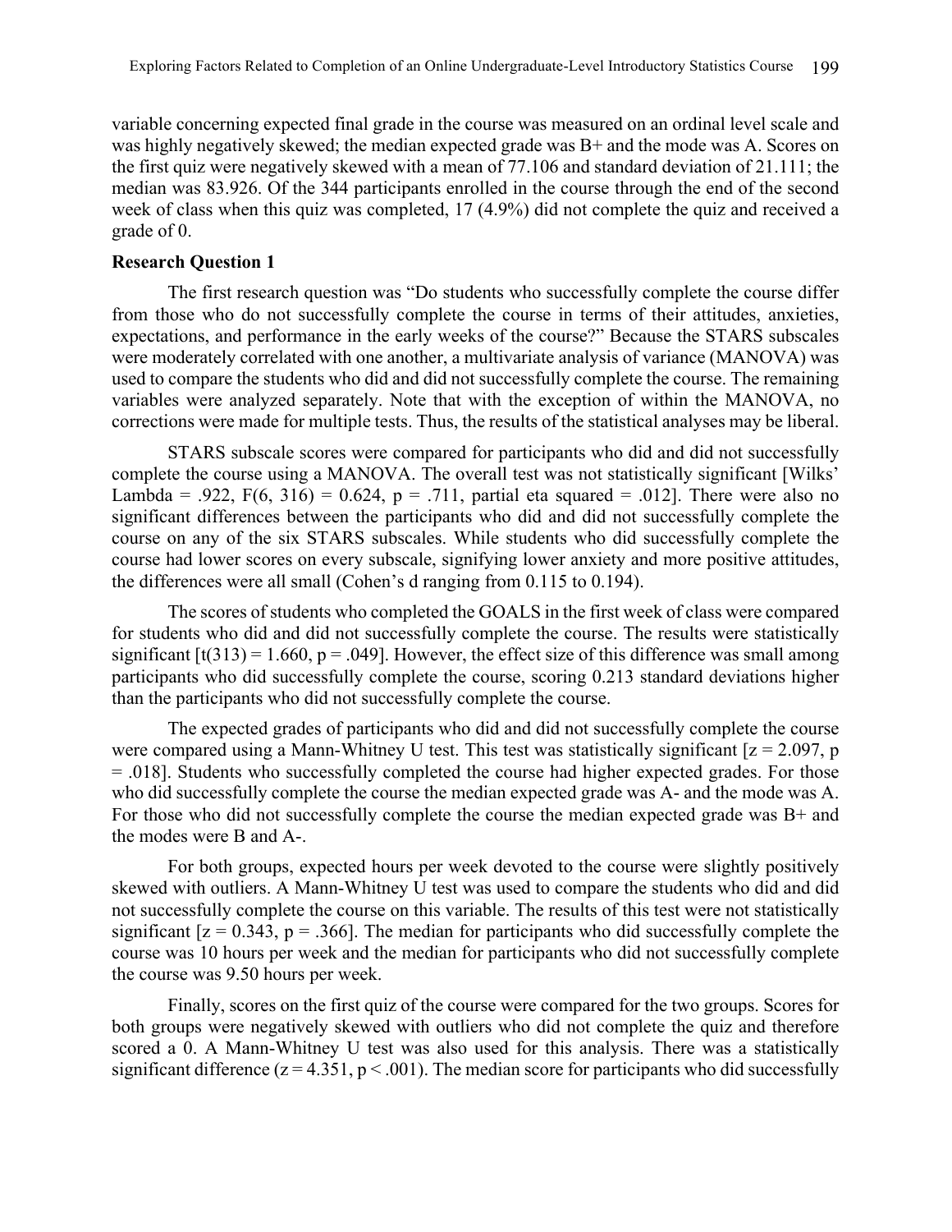variable concerning expected final grade in the course was measured on an ordinal level scale and was highly negatively skewed; the median expected grade was B+ and the mode was A. Scores on the first quiz were negatively skewed with a mean of 77.106 and standard deviation of 21.111; the median was 83.926. Of the 344 participants enrolled in the course through the end of the second week of class when this quiz was completed, 17 (4.9%) did not complete the quiz and received a grade of 0.

### Research Question 1

The first research question was "Do students who successfully complete the course differ from those who do not successfully complete the course in terms of their attitudes, anxieties, expectations, and performance in the early weeks of the course?" Because the STARS subscales were moderately correlated with one another, a multivariate analysis of variance (MANOVA) was used to compare the students who did and did not successfully complete the course. The remaining variables were analyzed separately. Note that with the exception of within the MANOVA, no corrections were made for multiple tests. Thus, the results of the statistical analyses may be liberal.

STARS subscale scores were compared for participants who did and did not successfully complete the course using a MANOVA. The overall test was not statistically significant [Wilks' Lambda = .922, $F(6, 316) = 0.624$, $p = .711$, partial eta squared = .012]. There were also no significant differences between the participants who did and did not successfully complete the course on any of the six STARS subscales. While students who did successfully complete the course had lower scores on every subscale, signifying lower anxiety and more positive attitudes, the differences were all small (Cohen's d ranging from 0.115 to 0.194).

The scores of students who completed the GOALS in the first week of class were compared for students who did and did not successfully complete the course. The results were statistically significant [$t(313) = 1.660$, $p = .049$]. However, the effect size of this difference was small among participants who did successfully complete the course, scoring 0.213 standard deviations higher than the participants who did not successfully complete the course.

The expected grades of participants who did and did not successfully complete the course were compared using a Mann-Whitney U test. This test was statistically significant [$z = 2.097$, $p = .018$]. Students who successfully completed the course had higher expected grades. For those who did successfully complete the course the median expected grade was A- and the mode was A. For those who did not successfully complete the course the median expected grade was B+ and the modes were B and A-.

For both groups, expected hours per week devoted to the course were slightly positively skewed with outliers. A Mann-Whitney U test was used to compare the students who did and did not successfully complete the course on this variable. The results of this test were not statistically significant [$z = 0.343$, $p = .366$]. The median for participants who did successfully complete the course was 10 hours per week and the median for participants who did not successfully complete the course was 9.50 hours per week.

Finally, scores on the first quiz of the course were compared for the two groups. Scores for both groups were negatively skewed with outliers who did not complete the quiz and therefore scored a 0. A Mann-Whitney U test was also used for this analysis. There was a statistically significant difference ($z = 4.351$, $p < .001$). The median score for participants who did successfully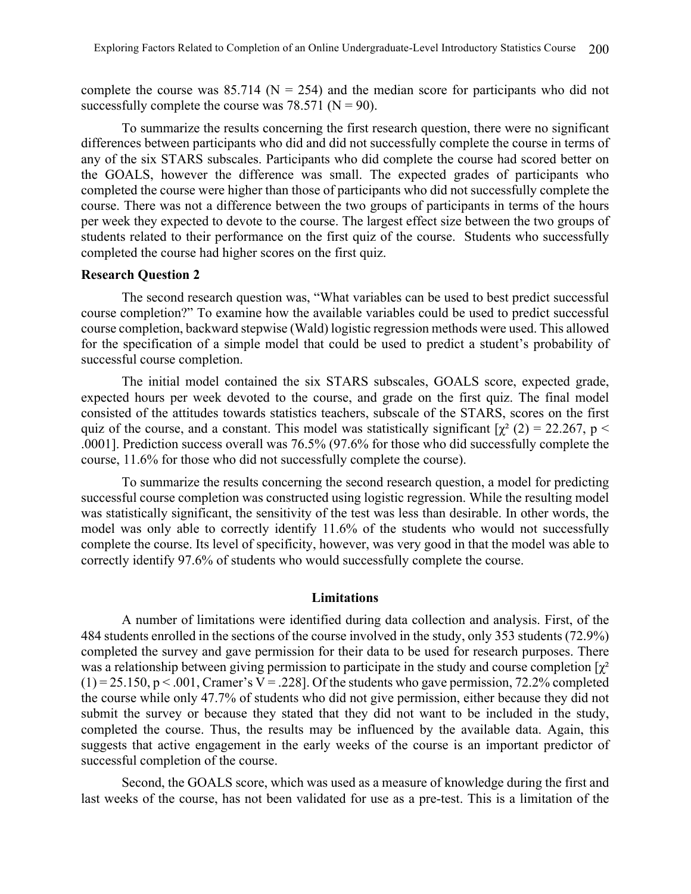complete the course was 85.714 ($N = 254$) and the median score for participants who did not successfully complete the course was 78.571 ($N = 90$).

To summarize the results concerning the first research question, there were no significant differences between participants who did and did not successfully complete the course in terms of any of the six STARS subscales. Participants who did complete the course had scored better on the GOALS, however the difference was small. The expected grades of participants who completed the course were higher than those of participants who did not successfully complete the course. There was not a difference between the two groups of participants in terms of the hours per week they expected to devote to the course. The largest effect size between the two groups of students related to their performance on the first quiz of the course. Students who successfully completed the course had higher scores on the first quiz.

### Research Question 2

The second research question was, "What variables can be used to best predict successful course completion?" To examine how the available variables could be used to predict successful course completion, backward stepwise (Wald) logistic regression methods were used. This allowed for the specification of a simple model that could be used to predict a student's probability of successful course completion.

The initial model contained the six STARS subscales, GOALS score, expected grade, expected hours per week devoted to the course, and grade on the first quiz. The final model consisted of the attitudes towards statistics teachers, subscale of the STARS, scores on the first quiz of the course, and a constant. This model was statistically significant [$\chi^2$ (2) = 22.267, $p < .0001$]. Prediction success overall was 76.5% (97.6% for those who did successfully complete the course, 11.6% for those who did not successfully complete the course).

To summarize the results concerning the second research question, a model for predicting successful course completion was constructed using logistic regression. While the resulting model was statistically significant, the sensitivity of the test was less than desirable. In other words, the model was only able to correctly identify 11.6% of the students who would not successfully complete the course. Its level of specificity, however, was very good in that the model was able to correctly identify 97.6% of students who would successfully complete the course.

## Limitations

A number of limitations were identified during data collection and analysis. First, of the 484 students enrolled in the sections of the course involved in the study, only 353 students (72.9%) completed the survey and gave permission for their data to be used for research purposes. There was a relationship between giving permission to participate in the study and course completion [$\chi^2$ (1) = 25.150, $p < .001$, Cramer's V = .228]. Of the students who gave permission, 72.2% completed the course while only 47.7% of students who did not give permission, either because they did not submit the survey or because they stated that they did not want to be included in the study, completed the course. Thus, the results may be influenced by the available data. Again, this suggests that active engagement in the early weeks of the course is an important predictor of successful completion of the course.

Second, the GOALS score, which was used as a measure of knowledge during the first and last weeks of the course, has not been validated for use as a pre-test. This is a limitation of the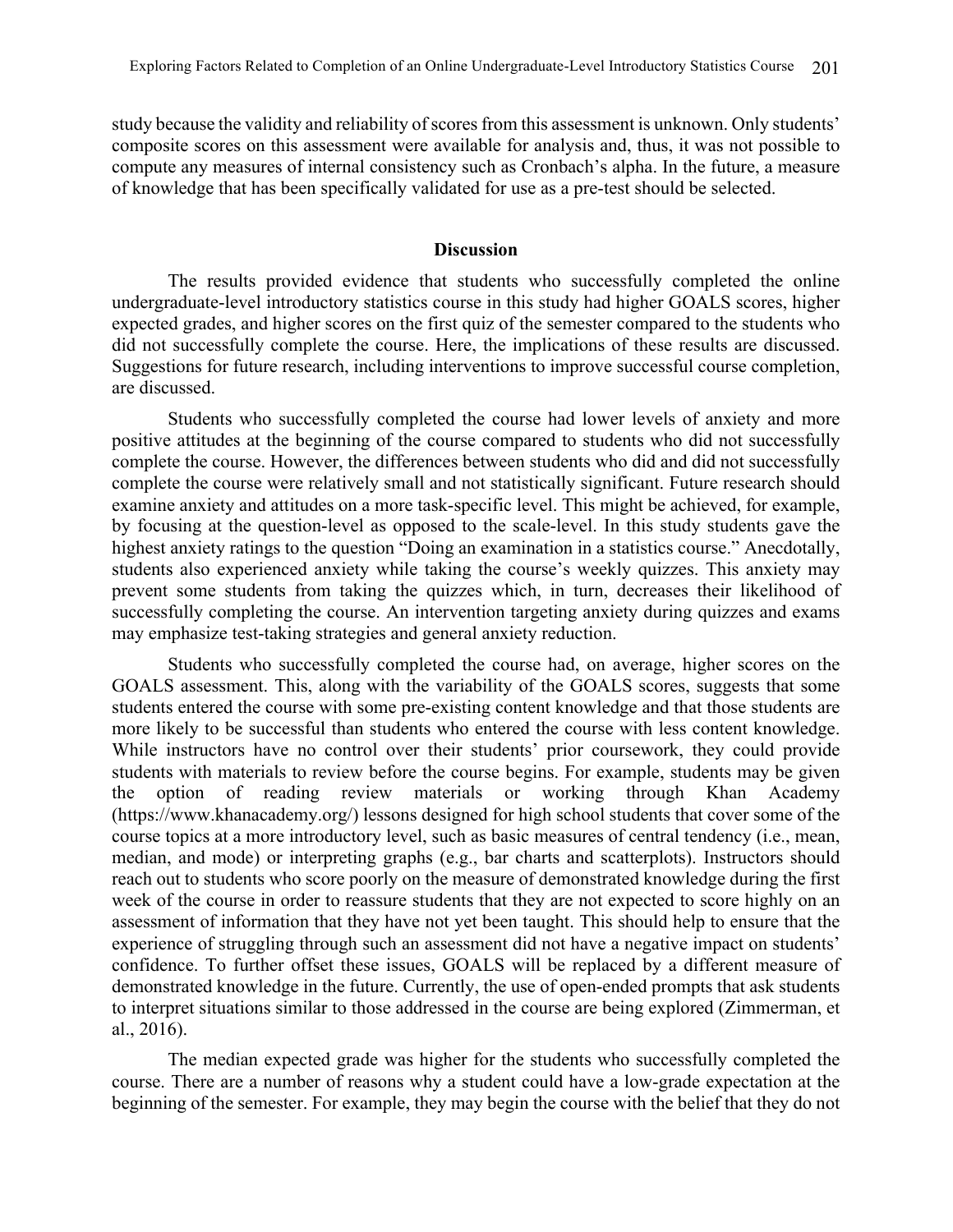study because the validity and reliability of scores from this assessment is unknown. Only students' composite scores on this assessment were available for analysis and, thus, it was not possible to compute any measures of internal consistency such as Cronbach's alpha. In the future, a measure of knowledge that has been specifically validated for use as a pre-test should be selected.

## Discussion

The results provided evidence that students who successfully completed the online undergraduate-level introductory statistics course in this study had higher GOALS scores, higher expected grades, and higher scores on the first quiz of the semester compared to the students who did not successfully complete the course. Here, the implications of these results are discussed. Suggestions for future research, including interventions to improve successful course completion, are discussed.

Students who successfully completed the course had lower levels of anxiety and more positive attitudes at the beginning of the course compared to students who did not successfully complete the course. However, the differences between students who did and did not successfully complete the course were relatively small and not statistically significant. Future research should examine anxiety and attitudes on a more task-specific level. This might be achieved, for example, by focusing at the question-level as opposed to the scale-level. In this study students gave the highest anxiety ratings to the question "Doing an examination in a statistics course." Anecdotally, students also experienced anxiety while taking the course's weekly quizzes. This anxiety may prevent some students from taking the quizzes which, in turn, decreases their likelihood of successfully completing the course. An intervention targeting anxiety during quizzes and exams may emphasize test-taking strategies and general anxiety reduction.

Students who successfully completed the course had, on average, higher scores on the GOALS assessment. This, along with the variability of the GOALS scores, suggests that some students entered the course with some pre-existing content knowledge and that those students are more likely to be successful than students who entered the course with less content knowledge. While instructors have no control over their students' prior coursework, they could provide students with materials to review before the course begins. For example, students may be given the option of reading review materials or working through Khan Academy (https://www.khanacademy.org/) lessons designed for high school students that cover some of the course topics at a more introductory level, such as basic measures of central tendency (i.e., mean, median, and mode) or interpreting graphs (e.g., bar charts and scatterplots). Instructors should reach out to students who score poorly on the measure of demonstrated knowledge during the first week of the course in order to reassure students that they are not expected to score highly on an assessment of information that they have not yet been taught. This should help to ensure that the experience of struggling through such an assessment did not have a negative impact on students' confidence. To further offset these issues, GOALS will be replaced by a different measure of demonstrated knowledge in the future. Currently, the use of open-ended prompts that ask students to interpret situations similar to those addressed in the course are being explored (Zimmerman, et al., 2016).

The median expected grade was higher for the students who successfully completed the course. There are a number of reasons why a student could have a low-grade expectation at the beginning of the semester. For example, they may begin the course with the belief that they do not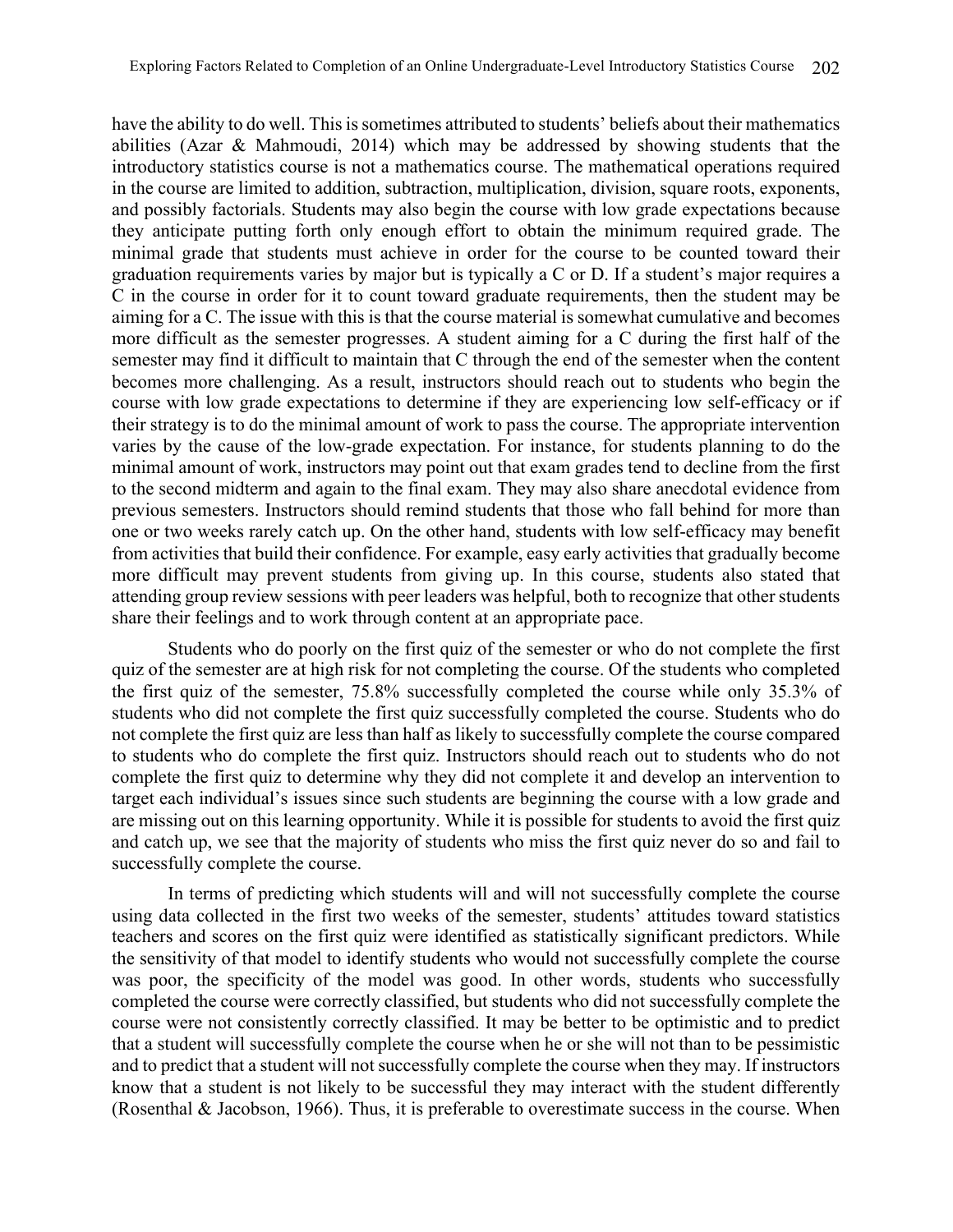have the ability to do well. This is sometimes attributed to students' beliefs about their mathematics abilities (Azar & Mahmoudi, 2014) which may be addressed by showing students that the introductory statistics course is not a mathematics course. The mathematical operations required in the course are limited to addition, subtraction, multiplication, division, square roots, exponents, and possibly factorials. Students may also begin the course with low grade expectations because they anticipate putting forth only enough effort to obtain the minimum required grade. The minimal grade that students must achieve in order for the course to be counted toward their graduation requirements varies by major but is typically a C or D. If a student's major requires a C in the course in order for it to count toward graduate requirements, then the student may be aiming for a C. The issue with this is that the course material is somewhat cumulative and becomes more difficult as the semester progresses. A student aiming for a C during the first half of the semester may find it difficult to maintain that C through the end of the semester when the content becomes more challenging. As a result, instructors should reach out to students who begin the course with low grade expectations to determine if they are experiencing low self-efficacy or if their strategy is to do the minimal amount of work to pass the course. The appropriate intervention varies by the cause of the low-grade expectation. For instance, for students planning to do the minimal amount of work, instructors may point out that exam grades tend to decline from the first to the second midterm and again to the final exam. They may also share anecdotal evidence from previous semesters. Instructors should remind students that those who fall behind for more than one or two weeks rarely catch up. On the other hand, students with low self-efficacy may benefit from activities that build their confidence. For example, easy early activities that gradually become more difficult may prevent students from giving up. In this course, students also stated that attending group review sessions with peer leaders was helpful, both to recognize that other students share their feelings and to work through content at an appropriate pace.

Students who do poorly on the first quiz of the semester or who do not complete the first quiz of the semester are at high risk for not completing the course. Of the students who completed the first quiz of the semester, 75.8% successfully completed the course while only 35.3% of students who did not complete the first quiz successfully completed the course. Students who do not complete the first quiz are less than half as likely to successfully complete the course compared to students who do complete the first quiz. Instructors should reach out to students who do not complete the first quiz to determine why they did not complete it and develop an intervention to target each individual's issues since such students are beginning the course with a low grade and are missing out on this learning opportunity. While it is possible for students to avoid the first quiz and catch up, we see that the majority of students who miss the first quiz never do so and fail to successfully complete the course.

In terms of predicting which students will and will not successfully complete the course using data collected in the first two weeks of the semester, students' attitudes toward statistics teachers and scores on the first quiz were identified as statistically significant predictors. While the sensitivity of that model to identify students who would not successfully complete the course was poor, the specificity of the model was good. In other words, students who successfully completed the course were correctly classified, but students who did not successfully complete the course were not consistently correctly classified. It may be better to be optimistic and to predict that a student will successfully complete the course when he or she will not than to be pessimistic and to predict that a student will not successfully complete the course when they may. If instructors know that a student is not likely to be successful they may interact with the student differently (Rosenthal & Jacobson, 1966). Thus, it is preferable to overestimate success in the course. When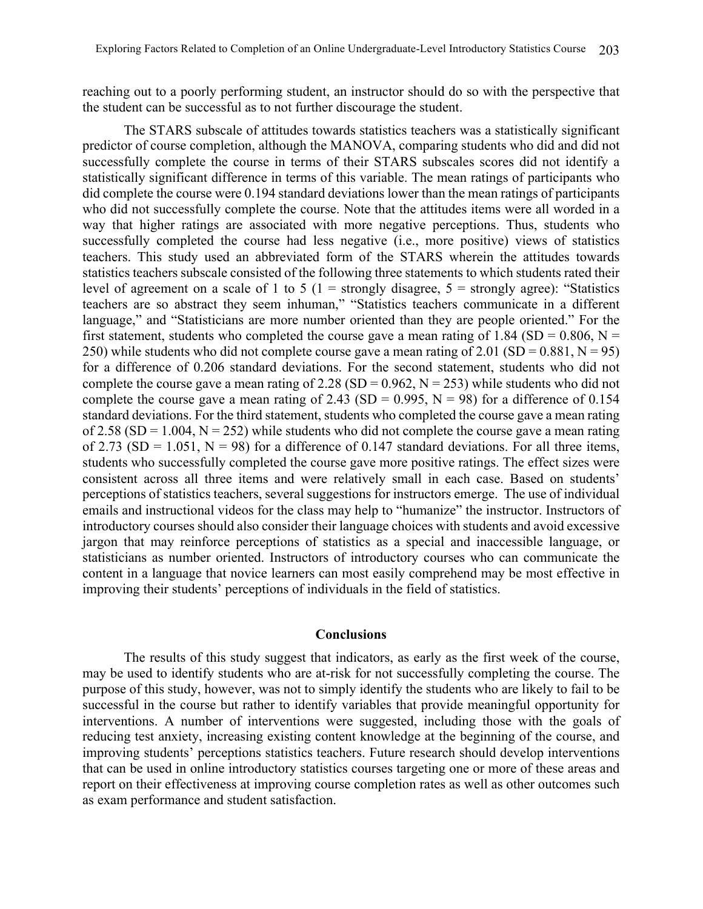reaching out to a poorly performing student, an instructor should do so with the perspective that the student can be successful as to not further discourage the student.

The STARS subscale of attitudes towards statistics teachers was a statistically significant predictor of course completion, although the MANOVA, comparing students who did and did not successfully complete the course in terms of their STARS subscales scores did not identify a statistically significant difference in terms of this variable. The mean ratings of participants who did complete the course were 0.194 standard deviations lower than the mean ratings of participants who did not successfully complete the course. Note that the attitudes items were all worded in a way that higher ratings are associated with more negative perceptions. Thus, students who successfully completed the course had less negative (i.e., more positive) views of statistics teachers. This study used an abbreviated form of the STARS wherein the attitudes towards statistics teachers subscale consisted of the following three statements to which students rated their level of agreement on a scale of 1 to 5 (1 = strongly disagree, 5 = strongly agree): "Statistics teachers are so abstract they seem inhuman," "Statistics teachers communicate in a different language," and "Statisticians are more number oriented than they are people oriented." For the first statement, students who completed the course gave a mean rating of 1.84 (SD = 0.806, N = 250) while students who did not complete course gave a mean rating of 2.01 (SD = 0.881, N = 95) for a difference of 0.206 standard deviations. For the second statement, students who did not complete the course gave a mean rating of 2.28 (SD = 0.962, N = 253) while students who did not complete the course gave a mean rating of 2.43 (SD = 0.995, N = 98) for a difference of 0.154 standard deviations. For the third statement, students who completed the course gave a mean rating of 2.58 (SD = 1.004, N = 252) while students who did not complete the course gave a mean rating of 2.73 (SD = 1.051, N = 98) for a difference of 0.147 standard deviations. For all three items, students who successfully completed the course gave more positive ratings. The effect sizes were consistent across all three items and were relatively small in each case. Based on students' perceptions of statistics teachers, several suggestions for instructors emerge. The use of individual emails and instructional videos for the class may help to "humanize" the instructor. Instructors of introductory courses should also consider their language choices with students and avoid excessive jargon that may reinforce perceptions of statistics as a special and inaccessible language, or statisticians as number oriented. Instructors of introductory courses who can communicate the content in a language that novice learners can most easily comprehend may be most effective in improving their students' perceptions of individuals in the field of statistics.

## Conclusions

The results of this study suggest that indicators, as early as the first week of the course, may be used to identify students who are at-risk for not successfully completing the course. The purpose of this study, however, was not to simply identify the students who are likely to fail to be successful in the course but rather to identify variables that provide meaningful opportunity for interventions. A number of interventions were suggested, including those with the goals of reducing test anxiety, increasing existing content knowledge at the beginning of the course, and improving students' perceptions statistics teachers. Future research should develop interventions that can be used in online introductory statistics courses targeting one or more of these areas and report on their effectiveness at improving course completion rates as well as other outcomes such as exam performance and student satisfaction.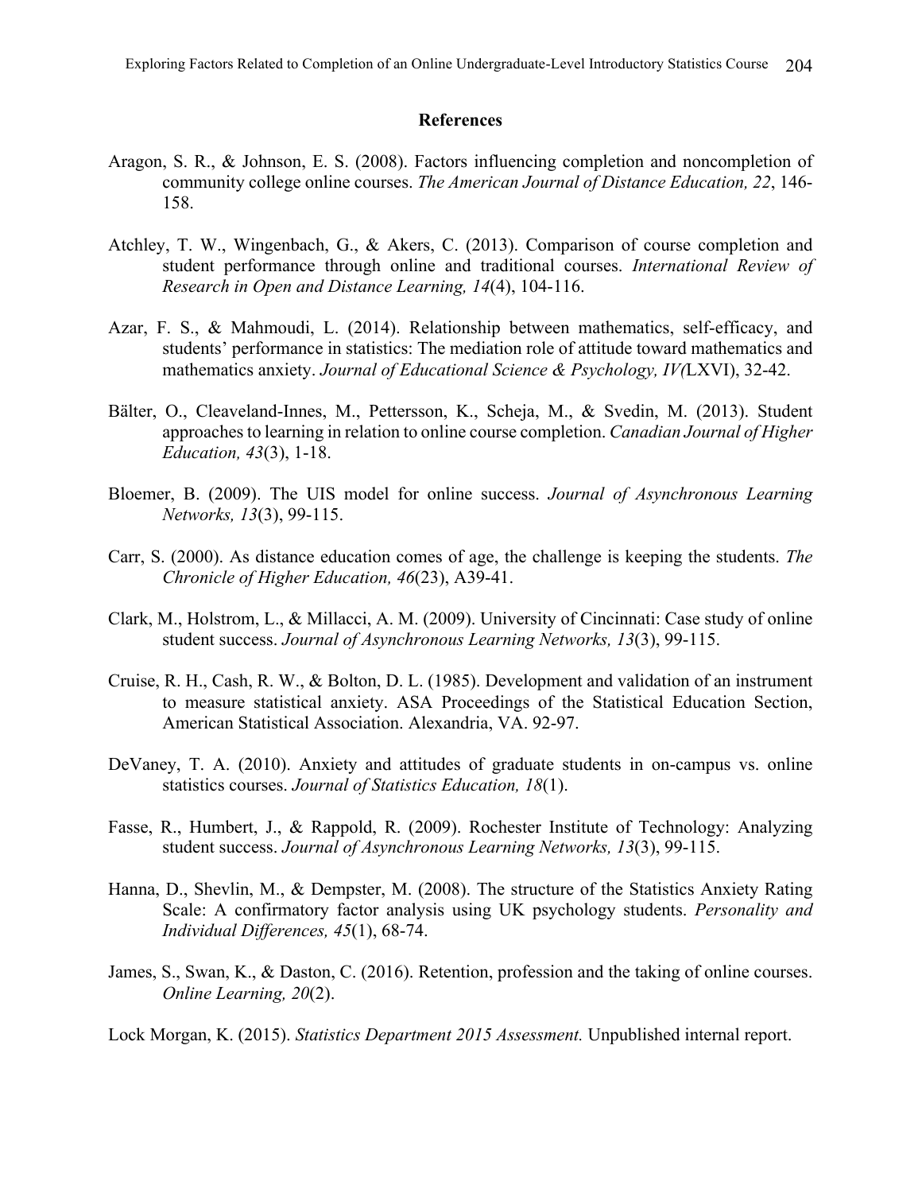## References

Aragon, S. R., & Johnson, E. S. (2008). Factors influencing completion and noncompletion of community college online courses. *The American Journal of Distance Education, 22*, 146-158.

Atchley, T. W., Wingenbach, G., & Akers, C. (2013). Comparison of course completion and student performance through online and traditional courses. *International Review of Research in Open and Distance Learning, 14*(4), 104-116.

Azar, F. S., & Mahmoudi, L. (2014). Relationship between mathematics, self-efficacy, and students' performance in statistics: The mediation role of attitude toward mathematics and mathematics anxiety. *Journal of Educational Science & Psychology, IV(*LXVI), 32-42.

Bälter, O., Cleaveland-Innes, M., Pettersson, K., Scheja, M., & Svedin, M. (2013). Student approaches to learning in relation to online course completion. *Canadian Journal of Higher Education, 43*(3), 1-18.

Bloemer, B. (2009). The UIS model for online success. *Journal of Asynchronous Learning Networks, 13*(3), 99-115.

Carr, S. (2000). As distance education comes of age, the challenge is keeping the students. *The Chronicle of Higher Education, 46*(23), A39-41.

Clark, M., Holstrom, L., & Millacci, A. M. (2009). University of Cincinnati: Case study of online student success. *Journal of Asynchronous Learning Networks, 13*(3), 99-115.

Cruise, R. H., Cash, R. W., & Bolton, D. L. (1985). Development and validation of an instrument to measure statistical anxiety. ASA Proceedings of the Statistical Education Section, American Statistical Association. Alexandria, VA. 92-97.

DeVaney, T. A. (2010). Anxiety and attitudes of graduate students in on-campus vs. online statistics courses. *Journal of Statistics Education, 18*(1).

Fasse, R., Humbert, J., & Rappold, R. (2009). Rochester Institute of Technology: Analyzing student success. *Journal of Asynchronous Learning Networks, 13*(3), 99-115.

Hanna, D., Shevlin, M., & Dempster, M. (2008). The structure of the Statistics Anxiety Rating Scale: A confirmatory factor analysis using UK psychology students. *Personality and Individual Differences, 45*(1), 68-74.

James, S., Swan, K., & Daston, C. (2016). Retention, profession and the taking of online courses. *Online Learning, 20*(2).

Lock Morgan, K. (2015). *Statistics Department 2015 Assessment.* Unpublished internal report.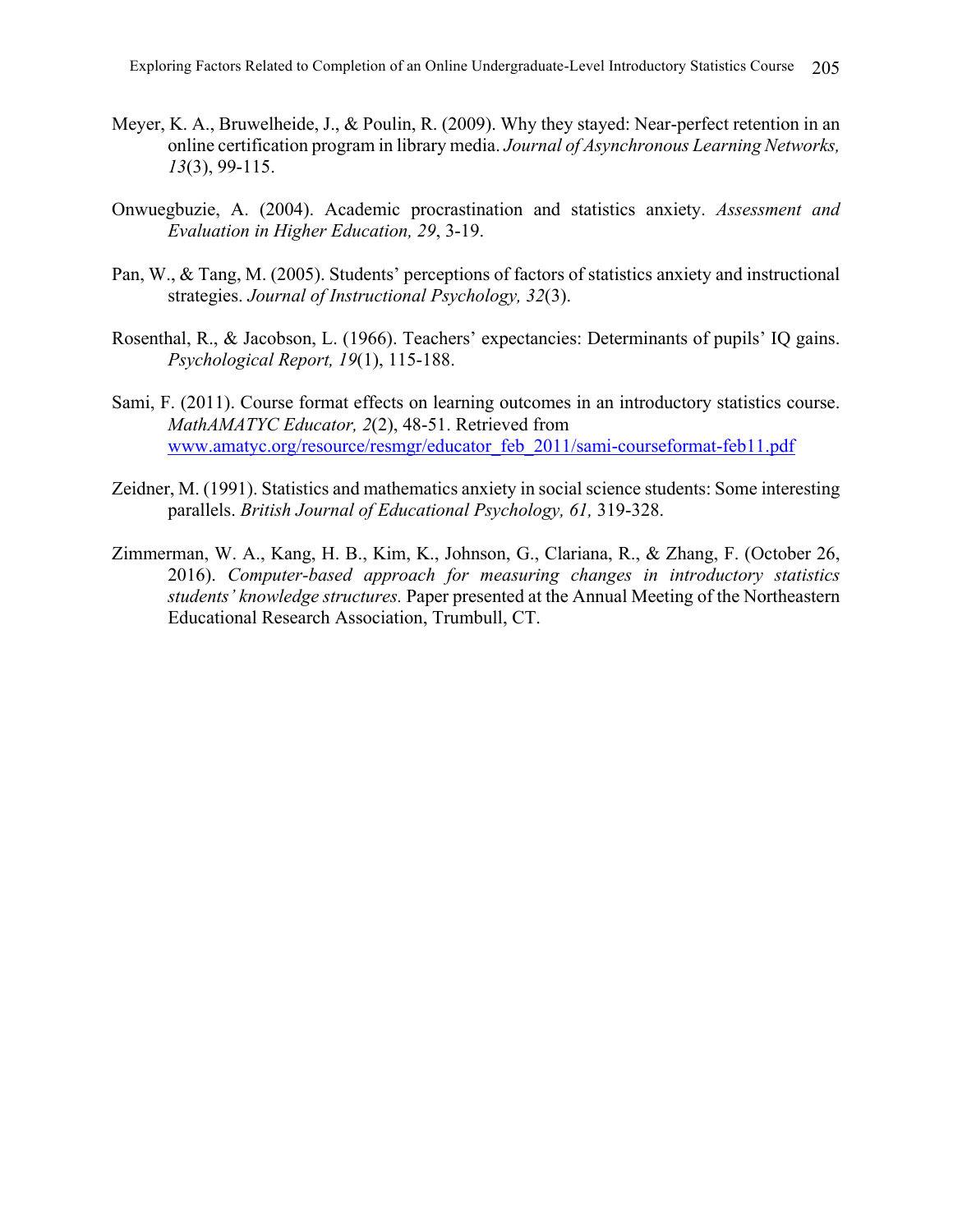Meyer, K. A., Bruwelheide, J., & Poulin, R. (2009). Why they stayed: Near-perfect retention in an online certification program in library media. *Journal of Asynchronous Learning Networks, 13*(3), 99-115.

Onwuegbuzie, A. (2004). Academic procrastination and statistics anxiety. *Assessment and Evaluation in Higher Education, 29*, 3-19.

Pan, W., & Tang, M. (2005). Students' perceptions of factors of statistics anxiety and instructional strategies. *Journal of Instructional Psychology, 32*(3).

Rosenthal, R., & Jacobson, L. (1966). Teachers' expectancies: Determinants of pupils' IQ gains. *Psychological Report, 19*(1), 115-188.

Sami, F. (2011). Course format effects on learning outcomes in an introductory statistics course. *MathAMATYC Educator, 2*(2), 48-51. Retrieved from www.amatyc.org/resource/resmgr/educator_feb_2011/sami-courseformat-feb11.pdf

Zeidner, M. (1991). Statistics and mathematics anxiety in social science students: Some interesting parallels. *British Journal of Educational Psychology, 61,* 319-328.

Zimmerman, W. A., Kang, H. B., Kim, K., Johnson, G., Clariana, R., & Zhang, F. (October 26, 2016). *Computer-based approach for measuring changes in introductory statistics students' knowledge structures.* Paper presented at the Annual Meeting of the Northeastern Educational Research Association, Trumbull, CT.